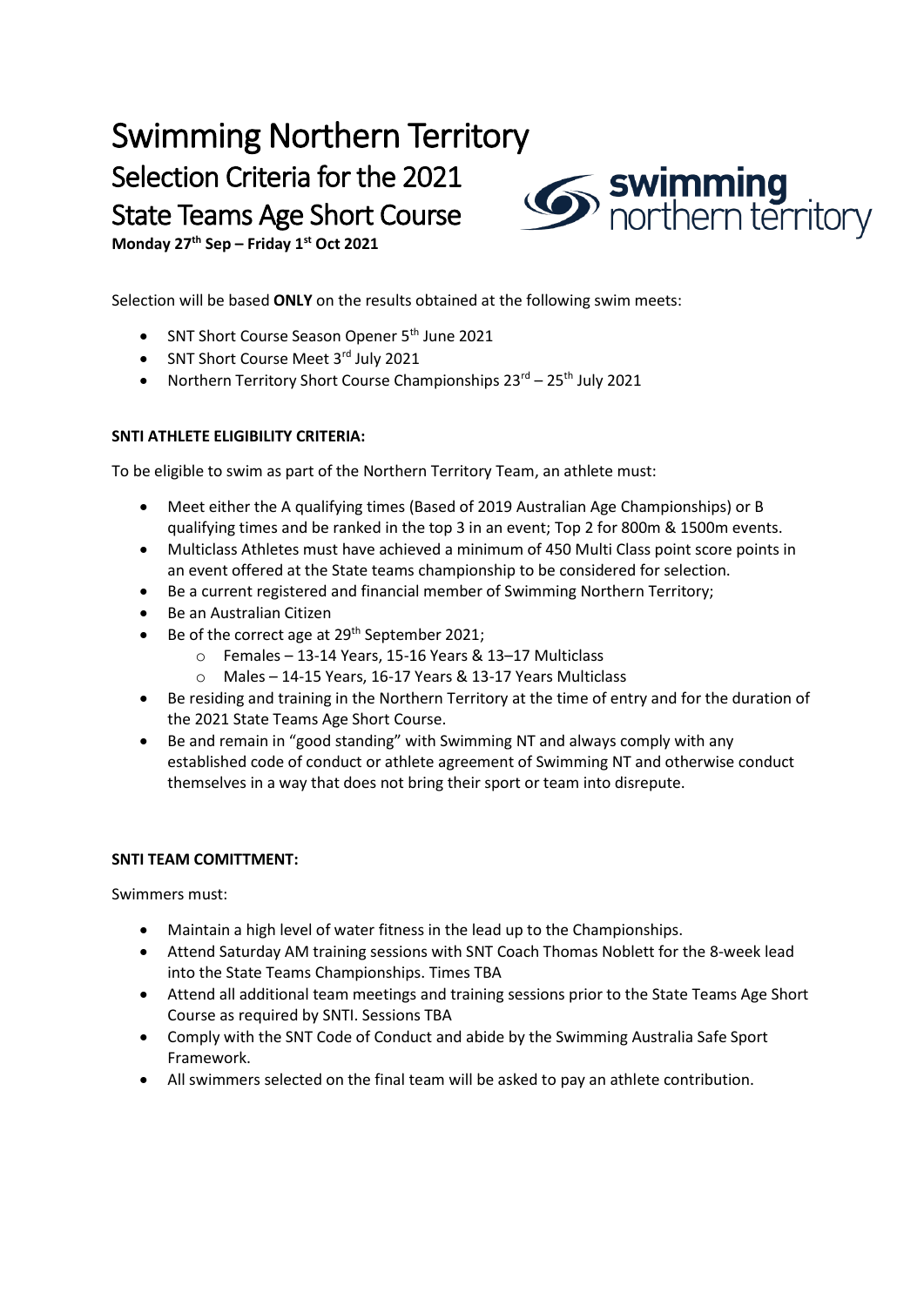# Swimming Northern Territory

## Selection Criteria for the 2021 State Teams Age Short Course

**Monday 27th Sep – Friday 1st Oct 2021**

Selection will be based **ONLY** on the results obtained at the following swim meets:

- SNT Short Course Season Opener 5th June 2021
- SNT Short Course Meet 3rd July 2021
- Northern Territory Short Course Championships 23rd – 25th July 2021

**SNTI ATHLETE ELIGIBILITY CRITERIA:**

To be eligible to swim as part of the Northern Territory Team, an athlete must:

- Meet either the A qualifying times (Based of 2019 Australian Age Championships) or B qualifying times and be ranked in the top 3 in an event; Top 2 for 800m & 1500m events.
- Multiclass Athletes must have achieved a minimum of 450 Multi Class point score points in an event offered at the State teams championship to be considered for selection.
- Be a current registered and financial member of Swimming Northern Territory;
- Be an Australian Citizen
- Be of the correct age at 29th September 2021;
  - Females – 13-14 Years, 15-16 Years & 13–17 Multiclass
  - Males – 14-15 Years, 16-17 Years & 13-17 Years Multiclass
- Be residing and training in the Northern Territory at the time of entry and for the duration of the 2021 State Teams Age Short Course.
- Be and remain in "good standing" with Swimming NT and always comply with any established code of conduct or athlete agreement of Swimming NT and otherwise conduct themselves in a way that does not bring their sport or team into disrepute.

**SNTI TEAM COMITTMENT:**

Swimmers must:

- Maintain a high level of water fitness in the lead up to the Championships.
- Attend Saturday AM training sessions with SNT Coach Thomas Noblett for the 8-week lead into the State Teams Championships. Times TBA
- Attend all additional team meetings and training sessions prior to the State Teams Age Short Course as required by SNTI. Sessions TBA
- Comply with the SNT Code of Conduct and abide by the Swimming Australia Safe Sport Framework.
- All swimmers selected on the final team will be asked to pay an athlete contribution.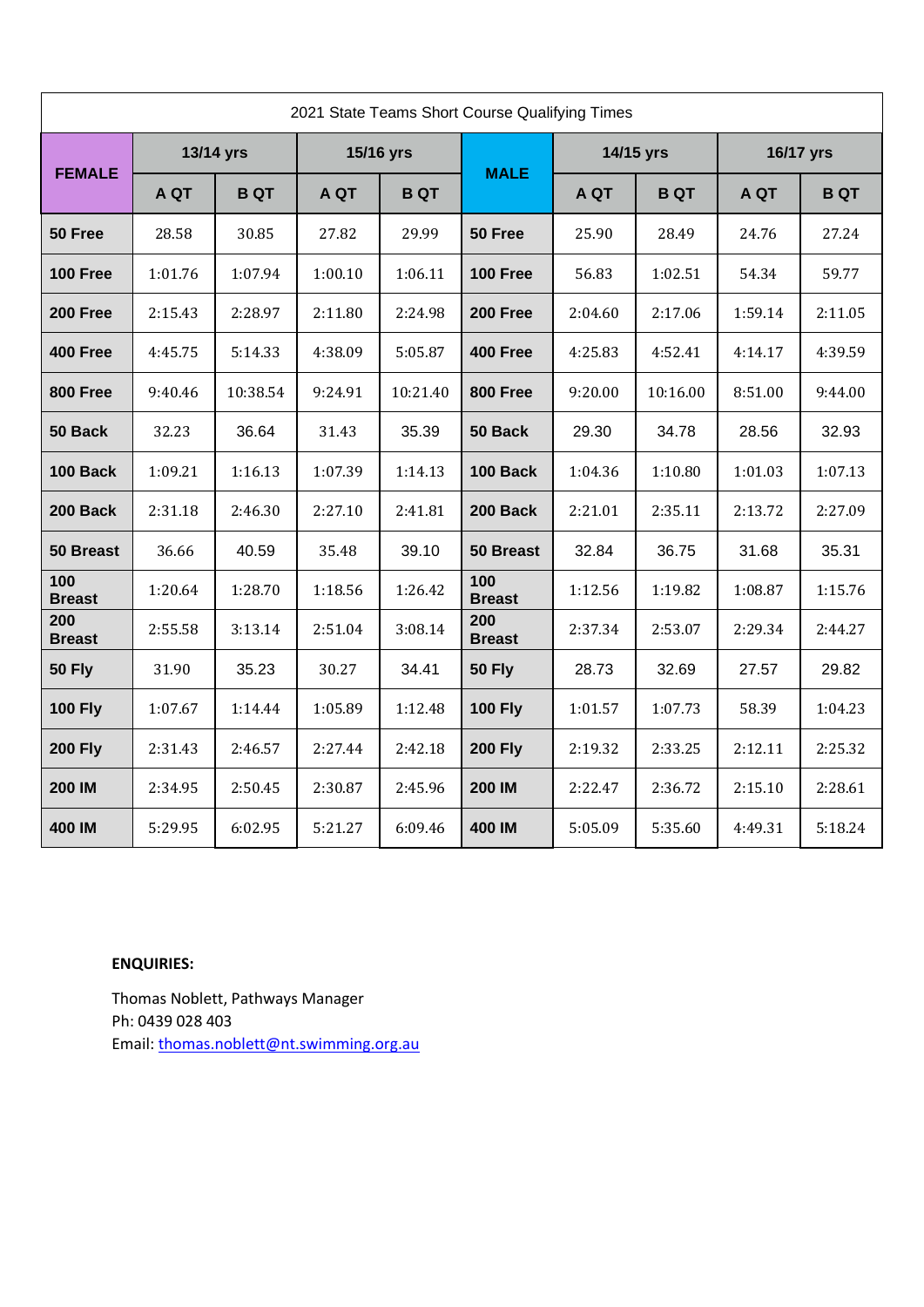| 2021 State Teams Short Course Qualifying Times | | | | | | | | | |
|---|---|---|---|---|---|---|---|---|---|
| **FEMALE** | **13/14 yrs** | | **15/16 yrs** | | **MALE** | **14/15 yrs** | | **16/17 yrs** | |
| | **A QT** | **B QT** | **A QT** | **B QT** | | **A QT** | **B QT** | **A QT** | **B QT** |
| **50 Free** | 28.58 | 30.85 | 27.82 | 29.99 | **50 Free** | 25.90 | 28.49 | 24.76 | 27.24 |
| **100 Free** | 1:01.76 | 1:07.94 | 1:00.10 | 1:06.11 | **100 Free** | 56.83 | 1:02.51 | 54.34 | 59.77 |
| **200 Free** | 2:15.43 | 2:28.97 | 2:11.80 | 2:24.98 | **200 Free** | 2:04.60 | 2:17.06 | 1:59.14 | 2:11.05 |
| **400 Free** | 4:45.75 | 5:14.33 | 4:38.09 | 5:05.87 | **400 Free** | 4:25.83 | 4:52.41 | 4:14.17 | 4:39.59 |
| **800 Free** | 9:40.46 | 10:38.54 | 9:24.91 | 10:21.40 | **800 Free** | 9:20.00 | 10:16.00 | 8:51.00 | 9:44.00 |
| **50 Back** | 32.23 | 36.64 | 31.43 | 35.39 | **50 Back** | 29.30 | 34.78 | 28.56 | 32.93 |
| **100 Back** | 1:09.21 | 1:16.13 | 1:07.39 | 1:14.13 | **100 Back** | 1:04.36 | 1:10.80 | 1:01.03 | 1:07.13 |
| **200 Back** | 2:31.18 | 2:46.30 | 2:27.10 | 2:41.81 | **200 Back** | 2:21.01 | 2:35.11 | 2:13.72 | 2:27.09 |
| **50 Breast** | 36.66 | 40.59 | 35.48 | 39.10 | **50 Breast** | 32.84 | 36.75 | 31.68 | 35.31 |
| **100 Breast** | 1:20.64 | 1:28.70 | 1:18.56 | 1:26.42 | **100 Breast** | 1:12.56 | 1:19.82 | 1:08.87 | 1:15.76 |
| **200 Breast** | 2:55.58 | 3:13.14 | 2:51.04 | 3:08.14 | **200 Breast** | 2:37.34 | 2:53.07 | 2:29.34 | 2:44.27 |
| **50 Fly** | 31.90 | 35.23 | 30.27 | 34.41 | **50 Fly** | 28.73 | 32.69 | 27.57 | 29.82 |
| **100 Fly** | 1:07.67 | 1:14.44 | 1:05.89 | 1:12.48 | **100 Fly** | 1:01.57 | 1:07.73 | 58.39 | 1:04.23 |
| **200 Fly** | 2:31.43 | 2:46.57 | 2:27.44 | 2:42.18 | **200 Fly** | 2:19.32 | 2:33.25 | 2:12.11 | 2:25.32 |
| **200 IM** | 2:34.95 | 2:50.45 | 2:30.87 | 2:45.96 | **200 IM** | 2:22.47 | 2:36.72 | 2:15.10 | 2:28.61 |
| **400 IM** | 5:29.95 | 6:02.95 | 5:21.27 | 6:09.46 | **400 IM** | 5:05.09 | 5:35.60 | 4:49.31 | 5:18.24 |

**ENQUIRIES:**

Thomas Noblett, Pathways Manager
Ph: 0439 028 403
Email: thomas.noblett@nt.swimming.org.au